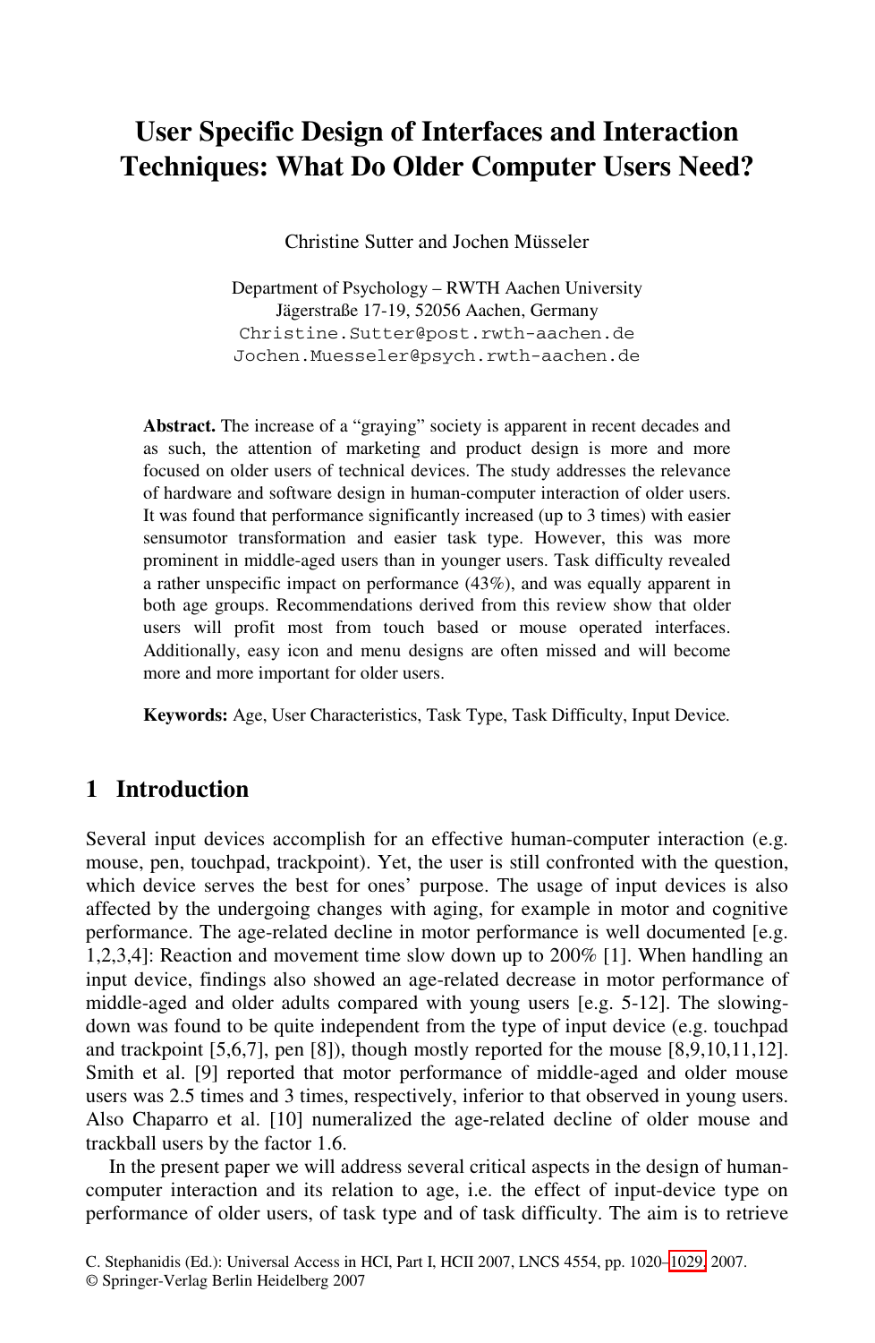# User Specific Design of Interfaces and Interaction Techniques: What Do Older Computer Users Need?

Christine Sutter and Jochen Müsseler

Department of Psychology – RWTH Aachen University
Jägerstraße 17-19, 52056 Aachen, Germany
Christine.Sutter@post.rwth-aachen.de
Jochen.Muesseler@psych.rwth-aachen.de

**Abstract.** The increase of a "graying" society is apparent in recent decades and as such, the attention of marketing and product design is more and more focused on older users of technical devices. The study addresses the relevance of hardware and software design in human-computer interaction of older users. It was found that performance significantly increased (up to 3 times) with easier sensumotor transformation and easier task type. However, this was more prominent in middle-aged users than in younger users. Task difficulty revealed a rather unspecific impact on performance (43%), and was equally apparent in both age groups. Recommendations derived from this review show that older users will profit most from touch based or mouse operated interfaces. Additionally, easy icon and menu designs are often missed and will become more and more important for older users.

**Keywords:** Age, User Characteristics, Task Type, Task Difficulty, Input Device.

## 1 Introduction

Several input devices accomplish for an effective human-computer interaction (e.g. mouse, pen, touchpad, trackpoint). Yet, the user is still confronted with the question, which device serves the best for ones' purpose. The usage of input devices is also affected by the undergoing changes with aging, for example in motor and cognitive performance. The age-related decline in motor performance is well documented [e.g. 1,2,3,4]: Reaction and movement time slow down up to 200% [1]. When handling an input device, findings also showed an age-related decrease in motor performance of middle-aged and older adults compared with young users [e.g. 5-12]. The slowing-down was found to be quite independent from the type of input device (e.g. touchpad and trackpoint [5,6,7], pen [8]), though mostly reported for the mouse [8,9,10,11,12]. Smith et al. [9] reported that motor performance of middle-aged and older mouse users was 2.5 times and 3 times, respectively, inferior to that observed in young users. Also Chaparro et al. [10] numeralized the age-related decline of older mouse and trackball users by the factor 1.6.

In the present paper we will address several critical aspects in the design of human-computer interaction and its relation to age, i.e. the effect of input-device type on performance of older users, of task type and of task difficulty. The aim is to retrieve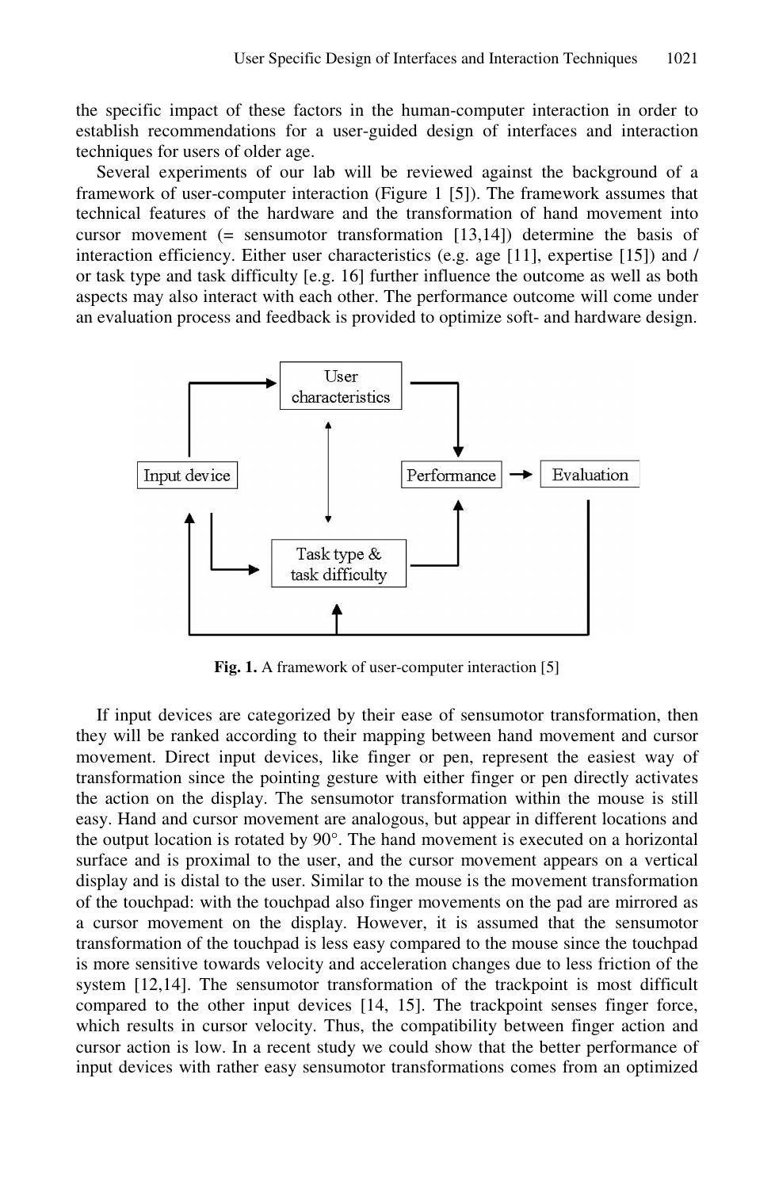the specific impact of these factors in the human-computer interaction in order to establish recommendations for a user-guided design of interfaces and interaction techniques for users of older age.

Several experiments of our lab will be reviewed against the background of a framework of user-computer interaction (Figure 1 [5]). The framework assumes that technical features of the hardware and the transformation of hand movement into cursor movement (= sensumotor transformation [13,14]) determine the basis of interaction efficiency. Either user characteristics (e.g. age [11], expertise [15]) and / or task type and task difficulty [e.g. 16] further influence the outcome as well as both aspects may also interact with each other. The performance outcome will come under an evaluation process and feedback is provided to optimize soft- and hardware design.

**Fig. 1.** A framework of user-computer interaction [5]

If input devices are categorized by their ease of sensumotor transformation, then they will be ranked according to their mapping between hand movement and cursor movement. Direct input devices, like finger or pen, represent the easiest way of transformation since the pointing gesture with either finger or pen directly activates the action on the display. The sensumotor transformation within the mouse is still easy. Hand and cursor movement are analogous, but appear in different locations and the output location is rotated by 90°. The hand movement is executed on a horizontal surface and is proximal to the user, and the cursor movement appears on a vertical display and is distal to the user. Similar to the mouse is the movement transformation of the touchpad: with the touchpad also finger movements on the pad are mirrored as a cursor movement on the display. However, it is assumed that the sensumotor transformation of the touchpad is less easy compared to the mouse since the touchpad is more sensitive towards velocity and acceleration changes due to less friction of the system [12,14]. The sensumotor transformation of the trackpoint is most difficult compared to the other input devices [14, 15]. The trackpoint senses finger force, which results in cursor velocity. Thus, the compatibility between finger action and cursor action is low. In a recent study we could show that the better performance of input devices with rather easy sensumotor transformations comes from an optimized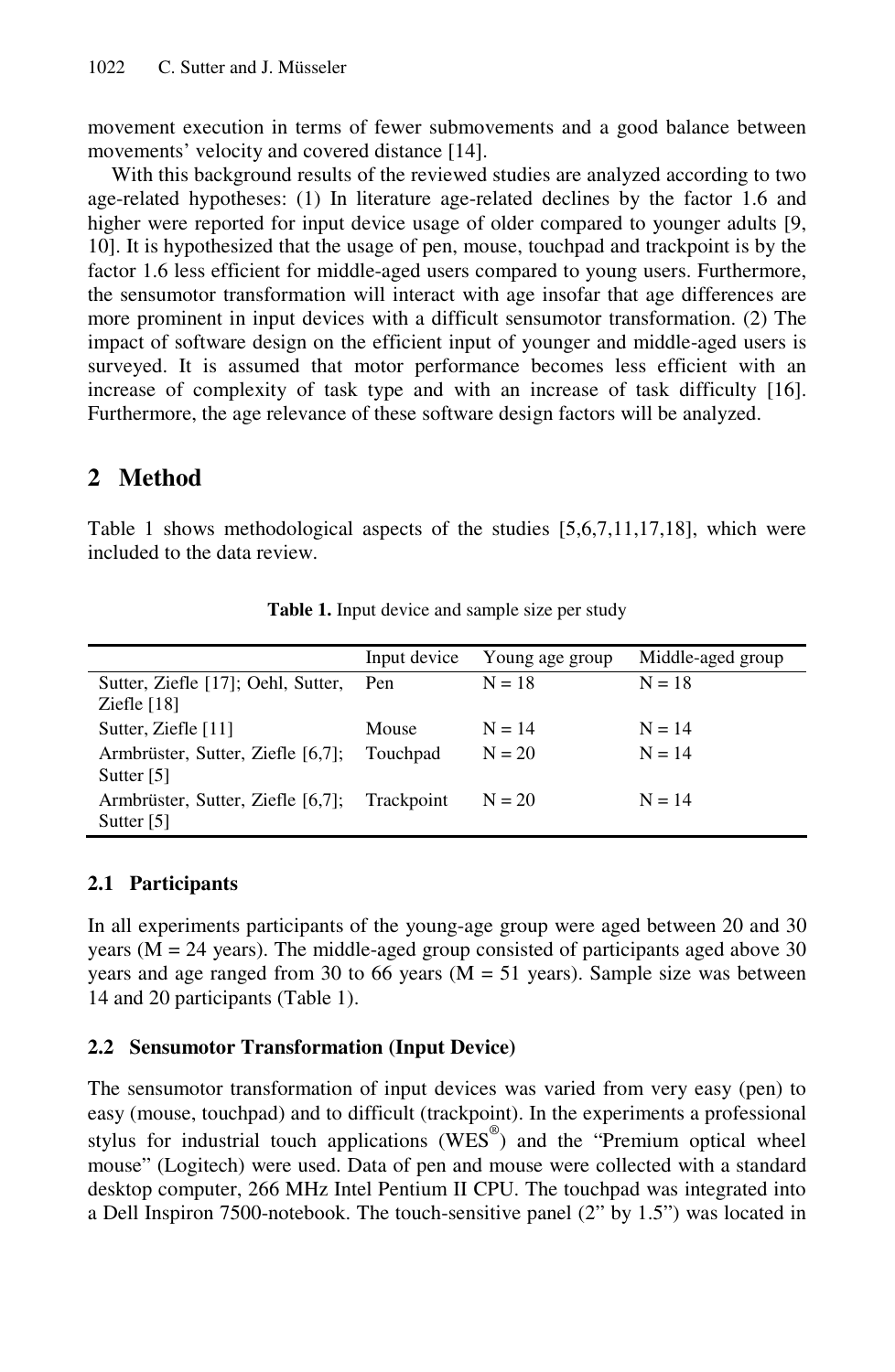movement execution in terms of fewer submovements and a good balance between movements' velocity and covered distance [14].

With this background results of the reviewed studies are analyzed according to two age-related hypotheses: (1) In literature age-related declines by the factor 1.6 and higher were reported for input device usage of older compared to younger adults [9, 10]. It is hypothesized that the usage of pen, mouse, touchpad and trackpoint is by the factor 1.6 less efficient for middle-aged users compared to young users. Furthermore, the sensumotor transformation will interact with age insofar that age differences are more prominent in input devices with a difficult sensumotor transformation. (2) The impact of software design on the efficient input of younger and middle-aged users is surveyed. It is assumed that motor performance becomes less efficient with an increase of complexity of task type and with an increase of task difficulty [16]. Furthermore, the age relevance of these software design factors will be analyzed.

## 2 Method

Table 1 shows methodological aspects of the studies [5,6,7,11,17,18], which were included to the data review.

**Table 1.** Input device and sample size per study

| | Input device | Young age group | Middle-aged group |
|---|---|---|---|
| Sutter, Ziefle [17]; Oehl, Sutter, Ziefle [18] | Pen | N = 18 | N = 18 |
| Sutter, Ziefle [11] | Mouse | N = 14 | N = 14 |
| Armbrüster, Sutter, Ziefle [6,7]; Sutter [5] | Touchpad | N = 20 | N = 14 |
| Armbrüster, Sutter, Ziefle [6,7]; Sutter [5] | Trackpoint | N = 20 | N = 14 |

### 2.1 Participants

In all experiments participants of the young-age group were aged between 20 and 30 years (M = 24 years). The middle-aged group consisted of participants aged above 30 years and age ranged from 30 to 66 years (M = 51 years). Sample size was between 14 and 20 participants (Table 1).

### 2.2 Sensumotor Transformation (Input Device)

The sensumotor transformation of input devices was varied from very easy (pen) to easy (mouse, touchpad) and to difficult (trackpoint). In the experiments a professional stylus for industrial touch applications (WES®) and the "Premium optical wheel mouse" (Logitech) were used. Data of pen and mouse were collected with a standard desktop computer, 266 MHz Intel Pentium II CPU. The touchpad was integrated into a Dell Inspiron 7500-notebook. The touch-sensitive panel (2" by 1.5") was located in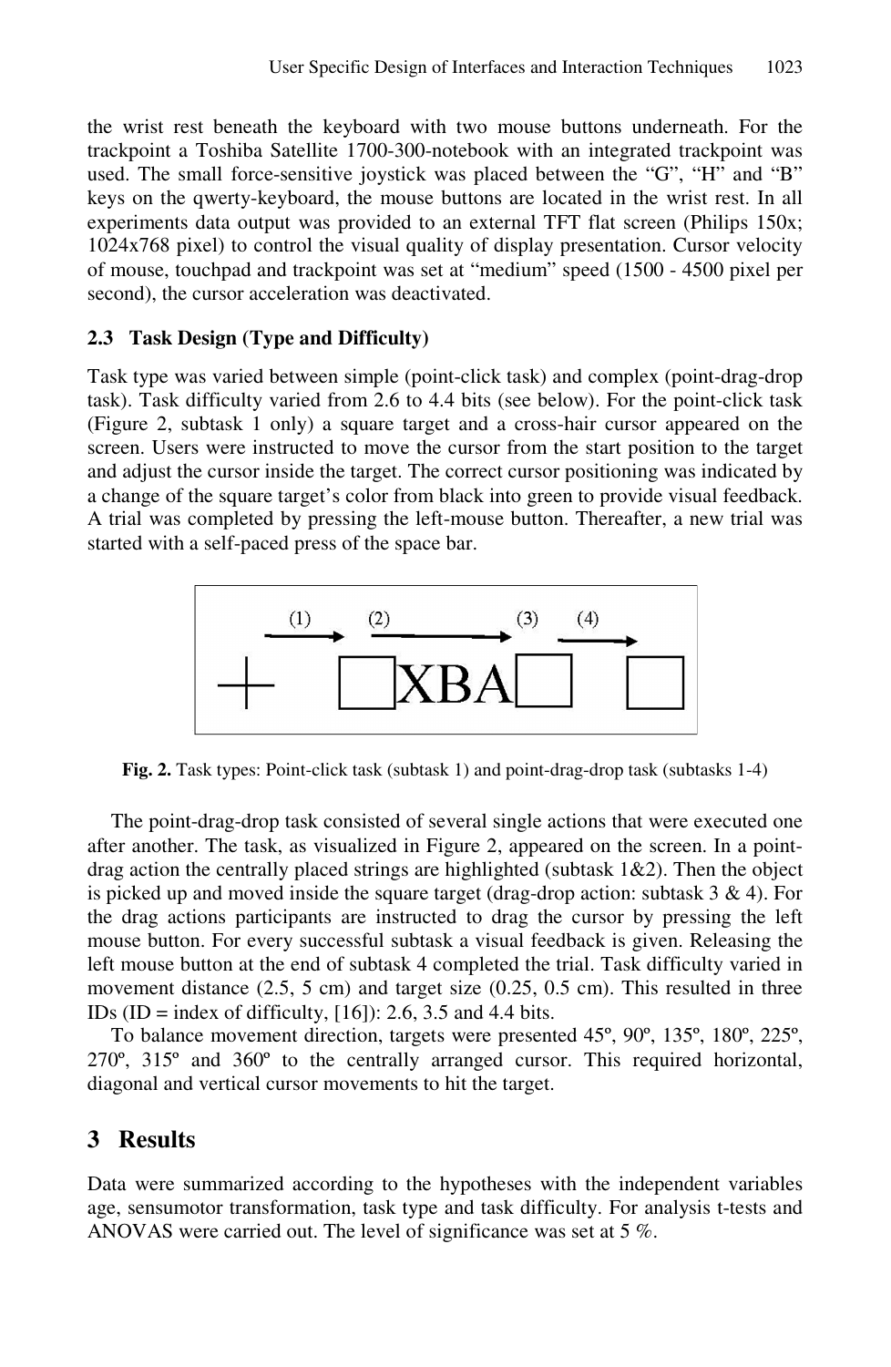the wrist rest beneath the keyboard with two mouse buttons underneath. For the trackpoint a Toshiba Satellite 1700-300-notebook with an integrated trackpoint was used. The small force-sensitive joystick was placed between the "G", "H" and "B" keys on the qwerty-keyboard, the mouse buttons are located in the wrist rest. In all experiments data output was provided to an external TFT flat screen (Philips 150x; 1024x768 pixel) to control the visual quality of display presentation. Cursor velocity of mouse, touchpad and trackpoint was set at "medium" speed (1500 - 4500 pixel per second), the cursor acceleration was deactivated.

### 2.3 Task Design (Type and Difficulty)

Task type was varied between simple (point-click task) and complex (point-drag-drop task). Task difficulty varied from 2.6 to 4.4 bits (see below). For the point-click task (Figure 2, subtask 1 only) a square target and a cross-hair cursor appeared on the screen. Users were instructed to move the cursor from the start position to the target and adjust the cursor inside the target. The correct cursor positioning was indicated by a change of the square target's color from black into green to provide visual feedback. A trial was completed by pressing the left-mouse button. Thereafter, a new trial was started with a self-paced press of the space bar.

**Fig. 2.** Task types: Point-click task (subtask 1) and point-drag-drop task (subtasks 1-4)

The point-drag-drop task consisted of several single actions that were executed one after another. The task, as visualized in Figure 2, appeared on the screen. In a point-drag action the centrally placed strings are highlighted (subtask 1&2). Then the object is picked up and moved inside the square target (drag-drop action: subtask 3 & 4). For the drag actions participants are instructed to drag the cursor by pressing the left mouse button. For every successful subtask a visual feedback is given. Releasing the left mouse button at the end of subtask 4 completed the trial. Task difficulty varied in movement distance (2.5, 5 cm) and target size (0.25, 0.5 cm). This resulted in three IDs (ID = index of difficulty, [16]): 2.6, 3.5 and 4.4 bits.

To balance movement direction, targets were presented 45º, 90º, 135º, 180º, 225º, 270º, 315º and 360º to the centrally arranged cursor. This required horizontal, diagonal and vertical cursor movements to hit the target.

## 3 Results

Data were summarized according to the hypotheses with the independent variables age, sensumotor transformation, task type and task difficulty. For analysis t-tests and ANOVAS were carried out. The level of significance was set at 5 %.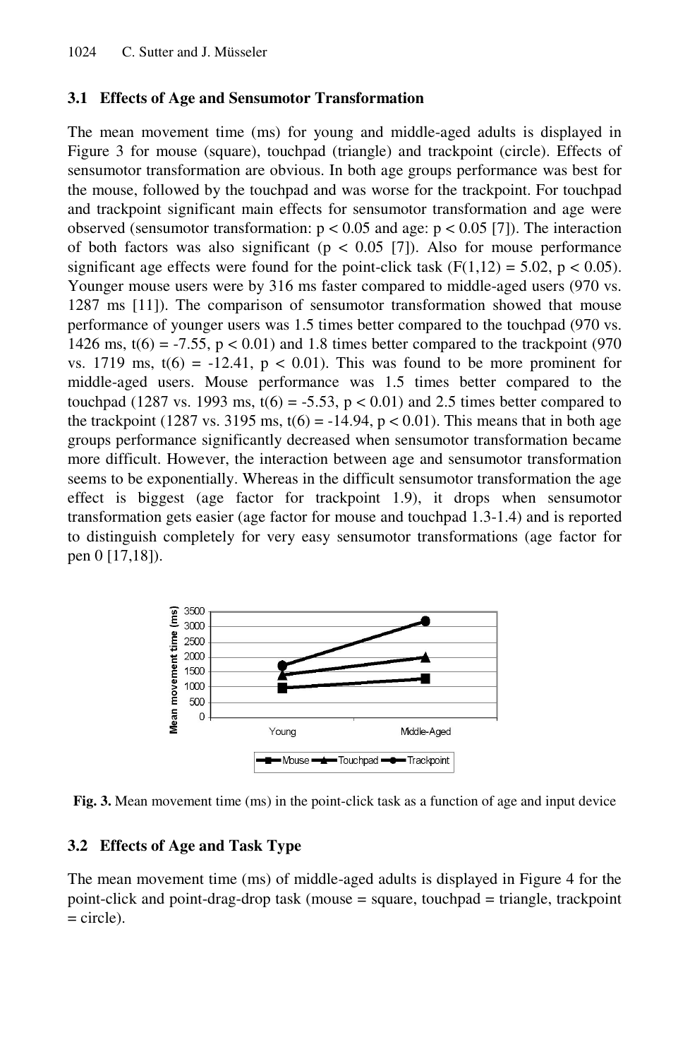### 3.1 Effects of Age and Sensumotor Transformation

The mean movement time (ms) for young and middle-aged adults is displayed in Figure 3 for mouse (square), touchpad (triangle) and trackpoint (circle). Effects of sensumotor transformation are obvious. In both age groups performance was best for the mouse, followed by the touchpad and was worse for the trackpoint. For touchpad and trackpoint significant main effects for sensumotor transformation and age were observed (sensumotor transformation: $p < 0.05$ and age: $p < 0.05$ [7]). The interaction of both factors was also significant ($p < 0.05$ [7]). Also for mouse performance significant age effects were found for the point-click task ($F(1,12) = 5.02$, $p < 0.05$). Younger mouse users were by 316 ms faster compared to middle-aged users (970 vs. 1287 ms [11]). The comparison of sensumotor transformation showed that mouse performance of younger users was 1.5 times better compared to the touchpad (970 vs. 1426 ms, $t(6) = -7.55$, $p < 0.01$) and 1.8 times better compared to the trackpoint (970 vs. 1719 ms, $t(6) = -12.41$, $p < 0.01$). This was found to be more prominent for middle-aged users. Mouse performance was 1.5 times better compared to the touchpad (1287 vs. 1993 ms, $t(6) = -5.53$, $p < 0.01$) and 2.5 times better compared to the trackpoint (1287 vs. 3195 ms, $t(6) = -14.94$, $p < 0.01$). This means that in both age groups performance significantly decreased when sensumotor transformation became more difficult. However, the interaction between age and sensumotor transformation seems to be exponentially. Whereas in the difficult sensumotor transformation the age effect is biggest (age factor for trackpoint 1.9), it drops when sensumotor transformation gets easier (age factor for mouse and touchpad 1.3-1.4) and is reported to distinguish completely for very easy sensumotor transformations (age factor for pen 0 [17,18]).

**Fig. 3.** Mean movement time (ms) in the point-click task as a function of age and input device

### 3.2 Effects of Age and Task Type

The mean movement time (ms) of middle-aged adults is displayed in Figure 4 for the point-click and point-drag-drop task (mouse = square, touchpad = triangle, trackpoint = circle).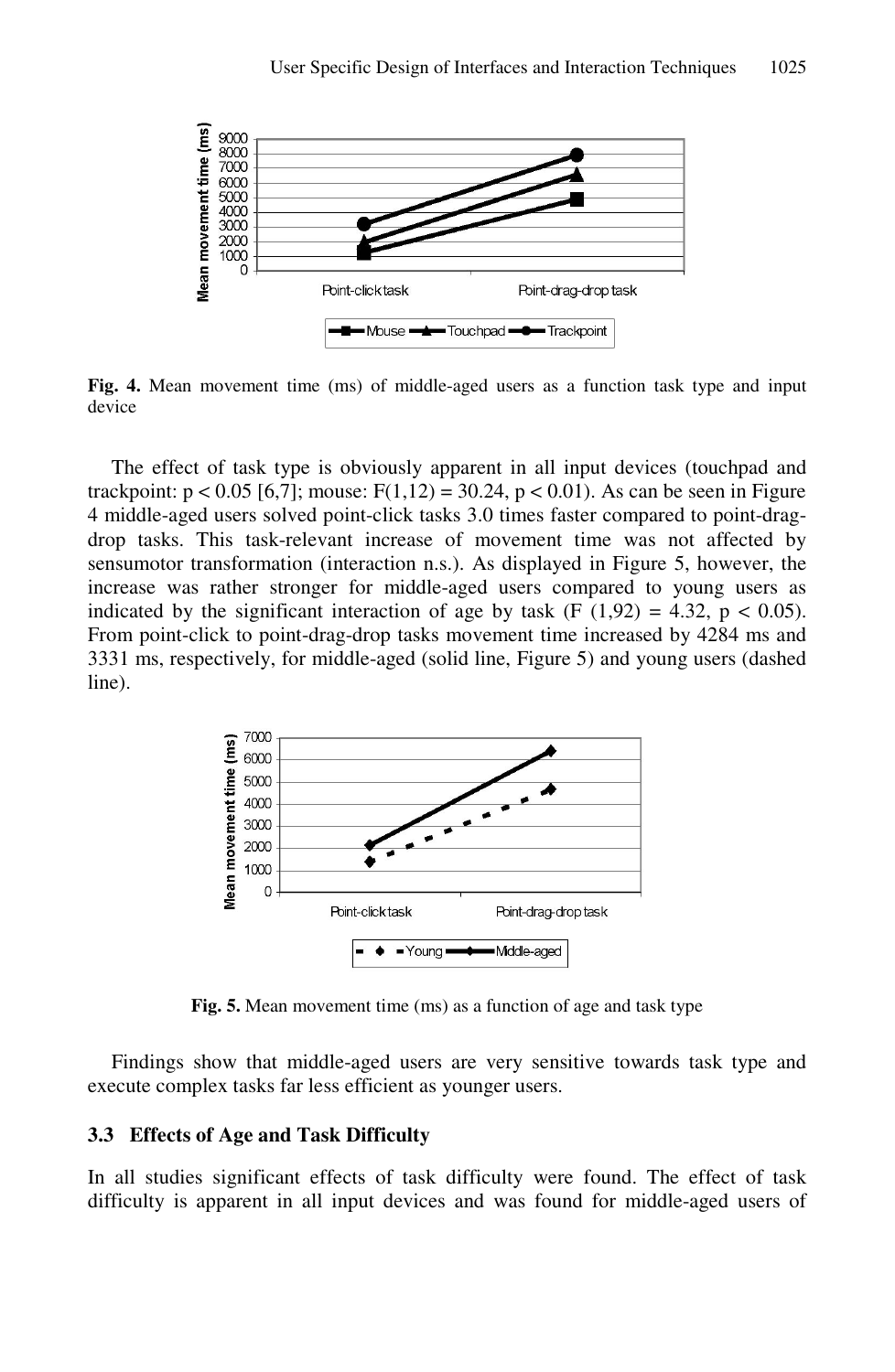**Fig. 4.** Mean movement time (ms) of middle-aged users as a function task type and input device

The effect of task type is obviously apparent in all input devices (touchpad and trackpoint: $p < 0.05$ [6,7]; mouse: $F(1,12) = 30.24$, $p < 0.01$). As can be seen in Figure 4 middle-aged users solved point-click tasks 3.0 times faster compared to point-drag-drop tasks. This task-relevant increase of movement time was not affected by sensumotor transformation (interaction n.s.). As displayed in Figure 5, however, the increase was rather stronger for middle-aged users compared to young users as indicated by the significant interaction of age by task ($F(1,92) = 4.32$, $p < 0.05$). From point-click to point-drag-drop tasks movement time increased by 4284 ms and 3331 ms, respectively, for middle-aged (solid line, Figure 5) and young users (dashed line).

**Fig. 5.** Mean movement time (ms) as a function of age and task type

Findings show that middle-aged users are very sensitive towards task type and execute complex tasks far less efficient as younger users.

### 3.3 Effects of Age and Task Difficulty

In all studies significant effects of task difficulty were found. The effect of task difficulty is apparent in all input devices and was found for middle-aged users of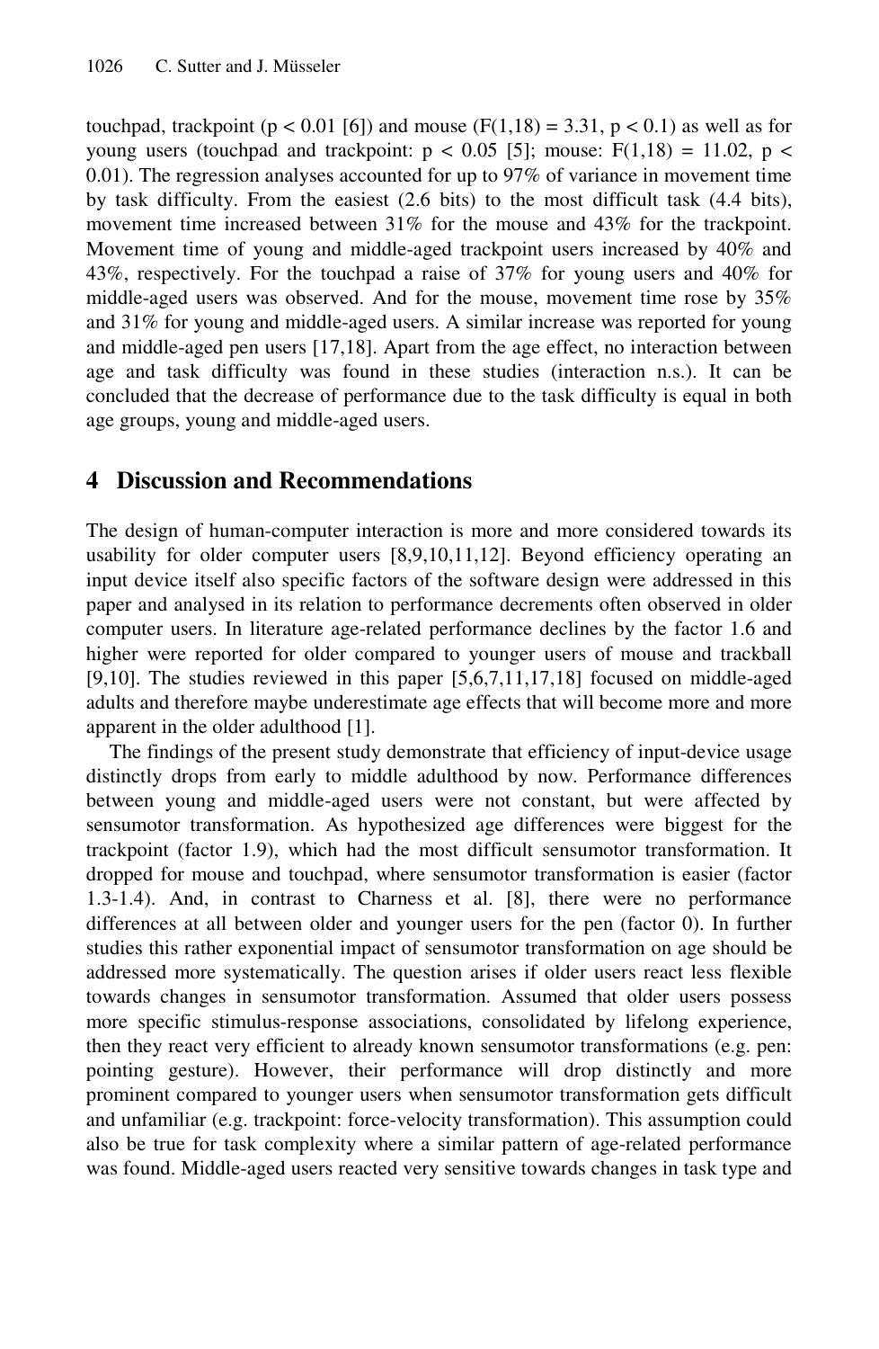touchpad, trackpoint ($p < 0.01$ [6]) and mouse ($F(1,18) = 3.31$, $p < 0.1$) as well as for young users (touchpad and trackpoint: $p < 0.05$ [5]; mouse: $F(1,18) = 11.02$, $p < 0.01$). The regression analyses accounted for up to 97% of variance in movement time by task difficulty. From the easiest (2.6 bits) to the most difficult task (4.4 bits), movement time increased between 31% for the mouse and 43% for the trackpoint. Movement time of young and middle-aged trackpoint users increased by 40% and 43%, respectively. For the touchpad a raise of 37% for young users and 40% for middle-aged users was observed. And for the mouse, movement time rose by 35% and 31% for young and middle-aged users. A similar increase was reported for young and middle-aged pen users [17,18]. Apart from the age effect, no interaction between age and task difficulty was found in these studies (interaction n.s.). It can be concluded that the decrease of performance due to the task difficulty is equal in both age groups, young and middle-aged users.

## 4 Discussion and Recommendations

The design of human-computer interaction is more and more considered towards its usability for older computer users [8,9,10,11,12]. Beyond efficiency operating an input device itself also specific factors of the software design were addressed in this paper and analysed in its relation to performance decrements often observed in older computer users. In literature age-related performance declines by the factor 1.6 and higher were reported for older compared to younger users of mouse and trackball [9,10]. The studies reviewed in this paper [5,6,7,11,17,18] focused on middle-aged adults and therefore maybe underestimate age effects that will become more and more apparent in the older adulthood [1].

The findings of the present study demonstrate that efficiency of input-device usage distinctly drops from early to middle adulthood by now. Performance differences between young and middle-aged users were not constant, but were affected by sensumotor transformation. As hypothesized age differences were biggest for the trackpoint (factor 1.9), which had the most difficult sensumotor transformation. It dropped for mouse and touchpad, where sensumotor transformation is easier (factor 1.3-1.4). And, in contrast to Charness et al. [8], there were no performance differences at all between older and younger users for the pen (factor 0). In further studies this rather exponential impact of sensumotor transformation on age should be addressed more systematically. The question arises if older users react less flexible towards changes in sensumotor transformation. Assumed that older users possess more specific stimulus-response associations, consolidated by lifelong experience, then they react very efficient to already known sensumotor transformations (e.g. pen: pointing gesture). However, their performance will drop distinctly and more prominent compared to younger users when sensumotor transformation gets difficult and unfamiliar (e.g. trackpoint: force-velocity transformation). This assumption could also be true for task complexity where a similar pattern of age-related performance was found. Middle-aged users reacted very sensitive towards changes in task type and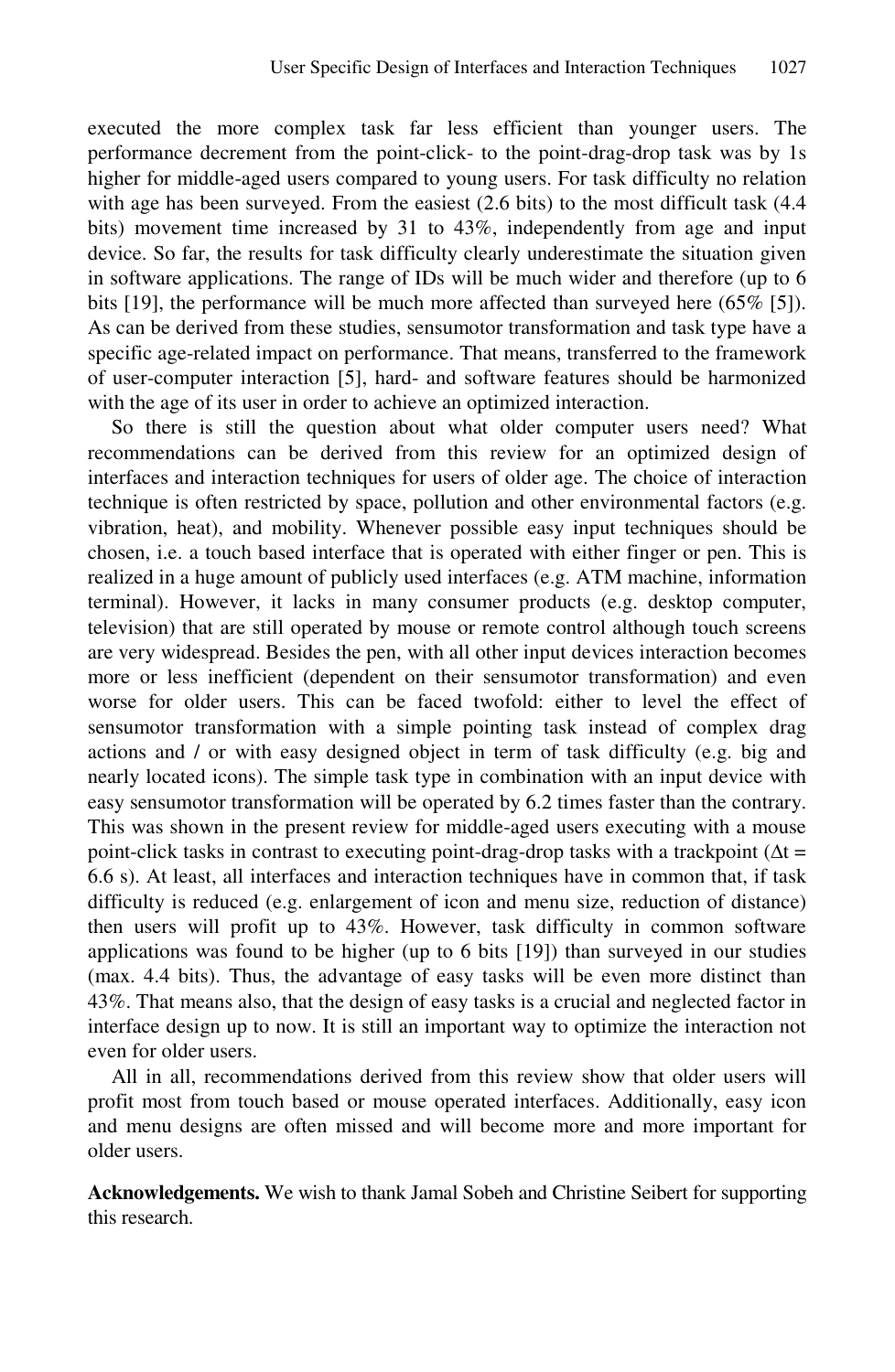executed the more complex task far less efficient than younger users. The performance decrement from the point-click- to the point-drag-drop task was by 1s higher for middle-aged users compared to young users. For task difficulty no relation with age has been surveyed. From the easiest (2.6 bits) to the most difficult task (4.4 bits) movement time increased by 31 to 43%, independently from age and input device. So far, the results for task difficulty clearly underestimate the situation given in software applications. The range of IDs will be much wider and therefore (up to 6 bits [19], the performance will be much more affected than surveyed here (65% [5]). As can be derived from these studies, sensumotor transformation and task type have a specific age-related impact on performance. That means, transferred to the framework of user-computer interaction [5], hard- and software features should be harmonized with the age of its user in order to achieve an optimized interaction.

So there is still the question about what older computer users need? What recommendations can be derived from this review for an optimized design of interfaces and interaction techniques for users of older age. The choice of interaction technique is often restricted by space, pollution and other environmental factors (e.g. vibration, heat), and mobility. Whenever possible easy input techniques should be chosen, i.e. a touch based interface that is operated with either finger or pen. This is realized in a huge amount of publicly used interfaces (e.g. ATM machine, information terminal). However, it lacks in many consumer products (e.g. desktop computer, television) that are still operated by mouse or remote control although touch screens are very widespread. Besides the pen, with all other input devices interaction becomes more or less inefficient (dependent on their sensumotor transformation) and even worse for older users. This can be faced twofold: either to level the effect of sensumotor transformation with a simple pointing task instead of complex drag actions and / or with easy designed object in term of task difficulty (e.g. big and nearly located icons). The simple task type in combination with an input device with easy sensumotor transformation will be operated by 6.2 times faster than the contrary. This was shown in the present review for middle-aged users executing with a mouse point-click tasks in contrast to executing point-drag-drop tasks with a trackpoint ($\Delta t$ = 6.6 s). At least, all interfaces and interaction techniques have in common that, if task difficulty is reduced (e.g. enlargement of icon and menu size, reduction of distance) then users will profit up to 43%. However, task difficulty in common software applications was found to be higher (up to 6 bits [19]) than surveyed in our studies (max. 4.4 bits). Thus, the advantage of easy tasks will be even more distinct than 43%. That means also, that the design of easy tasks is a crucial and neglected factor in interface design up to now. It is still an important way to optimize the interaction not even for older users.

All in all, recommendations derived from this review show that older users will profit most from touch based or mouse operated interfaces. Additionally, easy icon and menu designs are often missed and will become more and more important for older users.

**Acknowledgements.** We wish to thank Jamal Sobeh and Christine Seibert for supporting this research.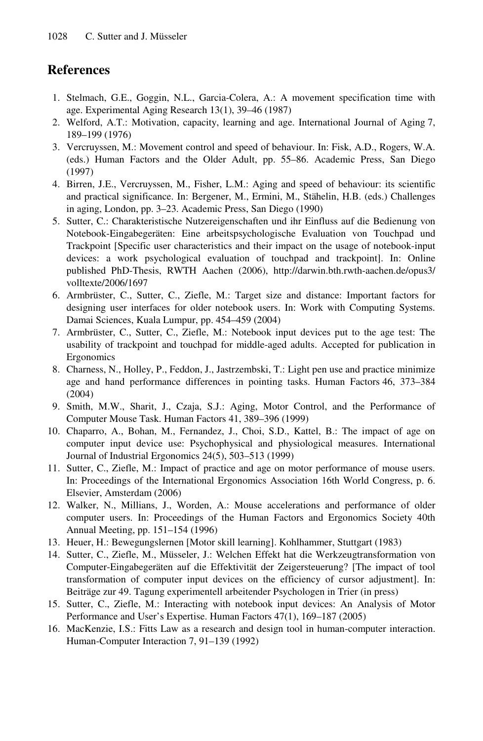## References

1. Stelmach, G.E., Goggin, N.L., Garcia-Colera, A.: A movement specification time with age. Experimental Aging Research 13(1), 39–46 (1987)
2. Welford, A.T.: Motivation, capacity, learning and age. International Journal of Aging 7, 189–199 (1976)
3. Vercruyssen, M.: Movement control and speed of behaviour. In: Fisk, A.D., Rogers, W.A. (eds.) Human Factors and the Older Adult, pp. 55–86. Academic Press, San Diego (1997)
4. Birren, J.E., Vercruyssen, M., Fisher, L.M.: Aging and speed of behaviour: its scientific and practical significance. In: Bergener, M., Ermini, M., Stähelin, H.B. (eds.) Challenges in aging, London, pp. 3–23. Academic Press, San Diego (1990)
5. Sutter, C.: Charakteristische Nutzereigenschaften und ihr Einfluss auf die Bedienung von Notebook-Eingabegeräten: Eine arbeitspsychologische Evaluation von Touchpad und Trackpoint [Specific user characteristics and their impact on the usage of notebook-input devices: a work psychological evaluation of touchpad and trackpoint]. In: Online published PhD-Thesis, RWTH Aachen (2006), http://darwin.bth.rwth-aachen.de/opus3/volltexte/2006/1697
6. Armbrüster, C., Sutter, C., Ziefle, M.: Target size and distance: Important factors for designing user interfaces for older notebook users. In: Work with Computing Systems. Damai Sciences, Kuala Lumpur, pp. 454–459 (2004)
7. Armbrüster, C., Sutter, C., Ziefle, M.: Notebook input devices put to the age test: The usability of trackpoint and touchpad for middle-aged adults. Accepted for publication in Ergonomics
8. Charness, N., Holley, P., Feddon, J., Jastrzembski, T.: Light pen use and practice minimize age and hand performance differences in pointing tasks. Human Factors 46, 373–384 (2004)
9. Smith, M.W., Sharit, J., Czaja, S.J.: Aging, Motor Control, and the Performance of Computer Mouse Task. Human Factors 41, 389–396 (1999)
10. Chaparro, A., Bohan, M., Fernandez, J., Choi, S.D., Kattel, B.: The impact of age on computer input device use: Psychophysical and physiological measures. International Journal of Industrial Ergonomics 24(5), 503–513 (1999)
11. Sutter, C., Ziefle, M.: Impact of practice and age on motor performance of mouse users. In: Proceedings of the International Ergonomics Association 16th World Congress, p. 6. Elsevier, Amsterdam (2006)
12. Walker, N., Millians, J., Worden, A.: Mouse accelerations and performance of older computer users. In: Proceedings of the Human Factors and Ergonomics Society 40th Annual Meeting, pp. 151–154 (1996)
13. Heuer, H.: Bewegungslernen [Motor skill learning]. Kohlhammer, Stuttgart (1983)
14. Sutter, C., Ziefle, M., Müsseler, J.: Welchen Effekt hat die Werkzeugtransformation von Computer-Eingabegeräten auf die Effektivität der Zeigersteuerung? [The impact of tool transformation of computer input devices on the efficiency of cursor adjustment]. In: Beiträge zur 49. Tagung experimentell arbeitender Psychologen in Trier (in press)
15. Sutter, C., Ziefle, M.: Interacting with notebook input devices: An Analysis of Motor Performance and User's Expertise. Human Factors 47(1), 169–187 (2005)
16. MacKenzie, I.S.: Fitts Law as a research and design tool in human-computer interaction. Human-Computer Interaction 7, 91–139 (1992)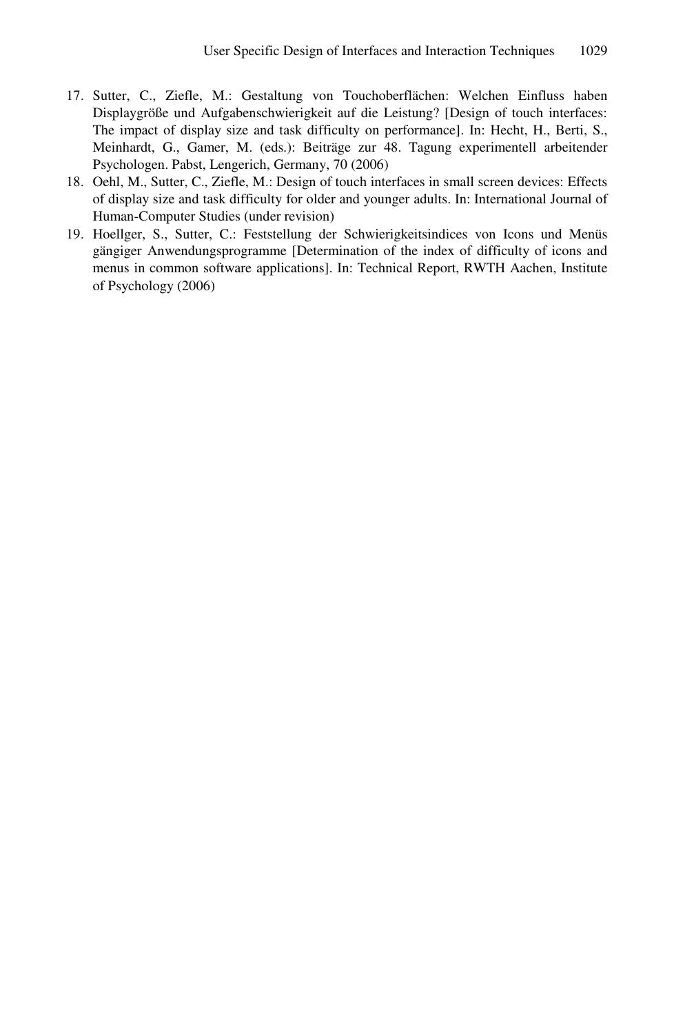17. Sutter, C., Ziefle, M.: Gestaltung von Touchoberflächen: Welchen Einfluss haben Displaygröße und Aufgabenschwierigkeit auf die Leistung? [Design of touch interfaces: The impact of display size and task difficulty on performance]. In: Hecht, H., Berti, S., Meinhardt, G., Gamer, M. (eds.): Beiträge zur 48. Tagung experimentell arbeitender Psychologen. Pabst, Lengerich, Germany, 70 (2006)
18. Oehl, M., Sutter, C., Ziefle, M.: Design of touch interfaces in small screen devices: Effects of display size and task difficulty for older and younger adults. In: International Journal of Human-Computer Studies (under revision)
19. Hoellger, S., Sutter, C.: Feststellung der Schwierigkeitsindices von Icons und Menüs gängiger Anwendungsprogramme [Determination of the index of difficulty of icons and menus in common software applications]. In: Technical Report, RWTH Aachen, Institute of Psychology (2006)